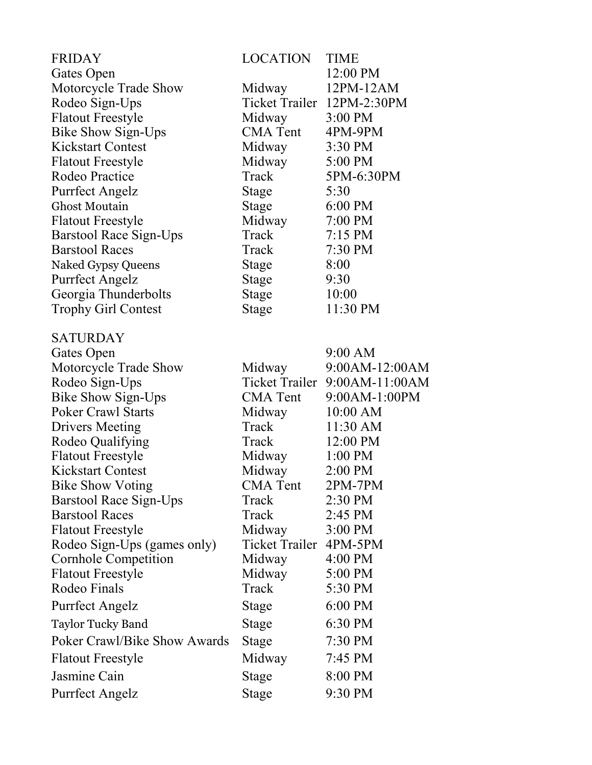| FRIDAY | LOCATION | TIME |
|---|---|---|
| Gates Open | | 12:00 PM |
| Motorcycle Trade Show | Midway | 12PM-12AM |
| Rodeo Sign-Ups | Ticket Trailer | 12PM-2:30PM |
| Flatout Freestyle | Midway | 3:00 PM |
| Bike Show Sign-Ups | CMA Tent | 4PM-9PM |
| Kickstart Contest | Midway | 3:30 PM |
| Flatout Freestyle | Midway | 5:00 PM |
| Rodeo Practice | Track | 5PM-6:30PM |
| Purrfect Angelz | Stage | 5:30 |
| Ghost Moutain | Stage | 6:00 PM |
| Flatout Freestyle | Midway | 7:00 PM |
| Barstool Race Sign-Ups | Track | 7:15 PM |
| Barstool Races | Track | 7:30 PM |
| Naked Gypsy Queens | Stage | 8:00 |
| Purrfect Angelz | Stage | 9:30 |
| Georgia Thunderbolts | Stage | 10:00 |
| Trophy Girl Contest | Stage | 11:30 PM |
| | | |
| SATURDAY | | |
| Gates Open | | 9:00 AM |
| Motorcycle Trade Show | Midway | 9:00AM-12:00AM |
| Rodeo Sign-Ups | Ticket Trailer | 9:00AM-11:00AM |
| Bike Show Sign-Ups | CMA Tent | 9:00AM-1:00PM |
| Poker Crawl Starts | Midway | 10:00 AM |
| Drivers Meeting | Track | 11:30 AM |
| Rodeo Qualifying | Track | 12:00 PM |
| Flatout Freestyle | Midway | 1:00 PM |
| Kickstart Contest | Midway | 2:00 PM |
| Bike Show Voting | CMA Tent | 2PM-7PM |
| Barstool Race Sign-Ups | Track | 2:30 PM |
| Barstool Races | Track | 2:45 PM |
| Flatout Freestyle | Midway | 3:00 PM |
| Rodeo Sign-Ups (games only) | Ticket Trailer | 4PM-5PM |
| Cornhole Competition | Midway | 4:00 PM |
| Flatout Freestyle | Midway | 5:00 PM |
| Rodeo Finals | Track | 5:30 PM |
| Purrfect Angelz | Stage | 6:00 PM |
| Taylor Tucky Band | Stage | 6:30 PM |
| Poker Crawl/Bike Show Awards | Stage | 7:30 PM |
| Flatout Freestyle | Midway | 7:45 PM |
| Jasmine Cain | Stage | 8:00 PM |
| Purrfect Angelz | Stage | 9:30 PM |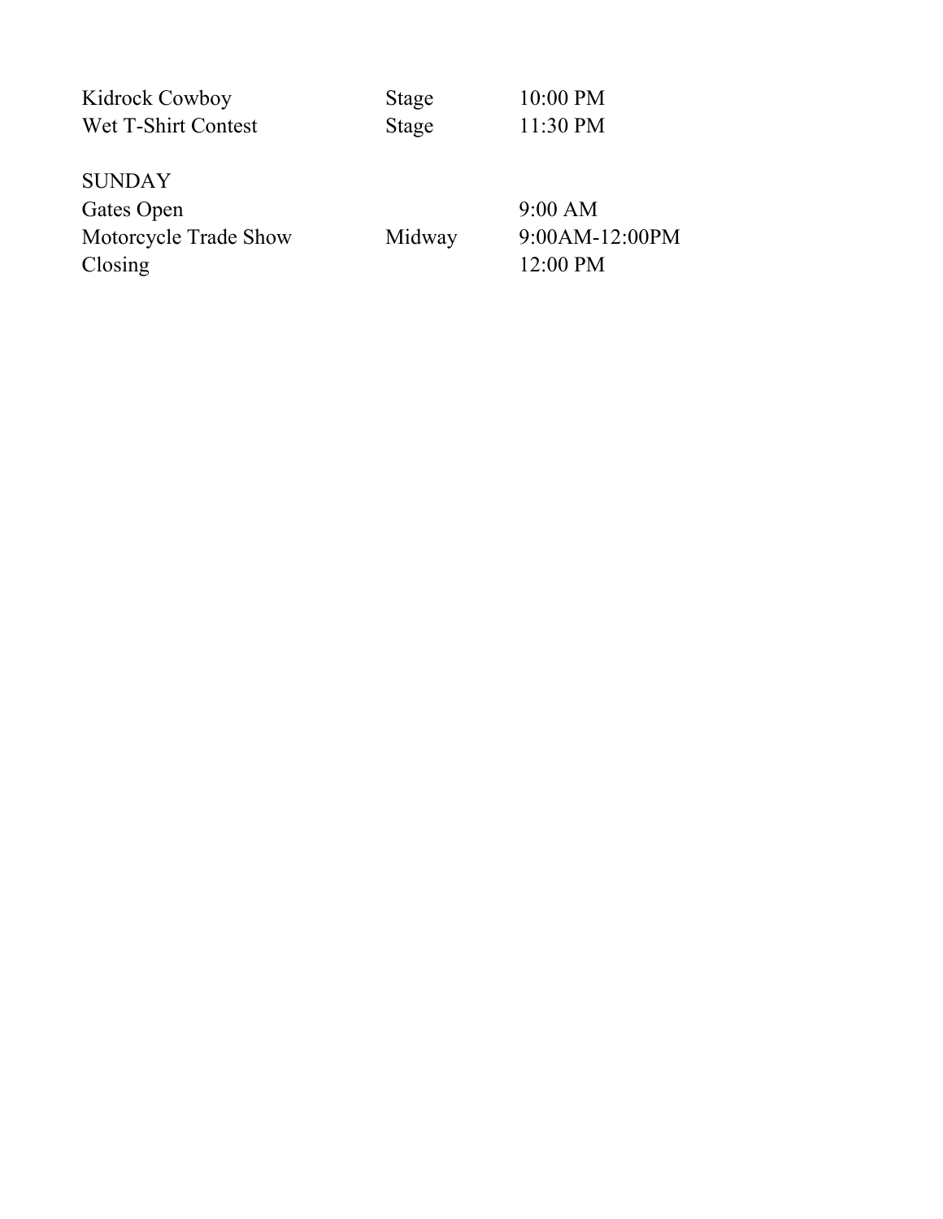| | | |
|---|---|---|
| Kidrock Cowboy | Stage | 10:00 PM |
| Wet T-Shirt Contest | Stage | 11:30 PM |

SUNDAY

| | | |
|---|---|---|
| Gates Open | | 9:00 AM |
| Motorcycle Trade Show | Midway | 9:00AM-12:00PM |
| Closing | | 12:00 PM |